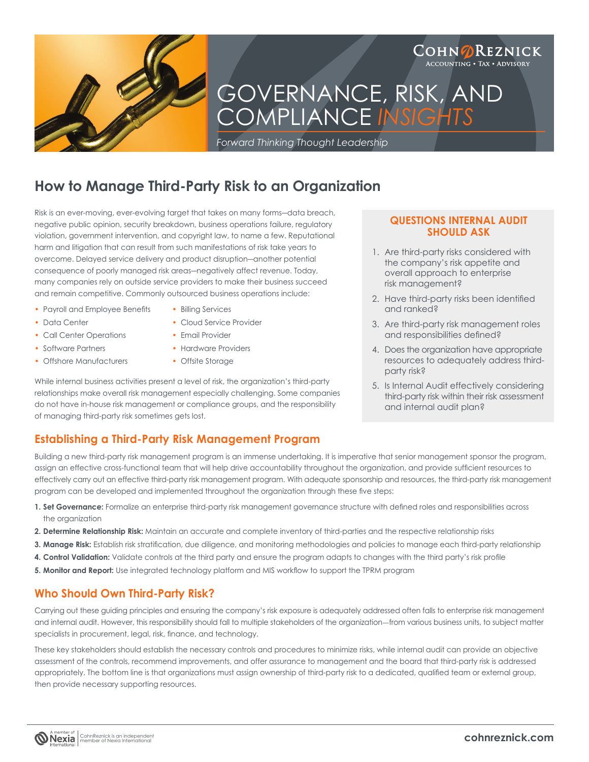# GOVERNANCE, RISK, AND COMPLIANCE *INSIGHTS*

*Forward Thinking Thought Leadership*

## How to Manage Third-Party Risk to an Organization

Risk is an ever-moving, ever-evolving target that takes on many forms—data breach, negative public opinion, security breakdown, business operations failure, regulatory violation, government intervention, and copyright law, to name a few. Reputational harm and litigation that can result from such manifestations of risk take years to overcome. Delayed service delivery and product disruption—another potential consequence of poorly managed risk areas—negatively affect revenue. Today, many companies rely on outside service providers to make their business succeed and remain competitive. Commonly outsourced business operations include:

- Payroll and Employee Benefits
- Data Center
- Call Center Operations
- Software Partners
- Offshore Manufacturers
- Billing Services
- Cloud Service Provider
- Email Provider
- Hardware Providers
- Offsite Storage

While internal business activities present a level of risk, the organization's third-party relationships make overall risk management especially challenging. Some companies do not have in-house risk management or compliance groups, and the responsibility of managing third-party risk sometimes gets lost.

### QUESTIONS INTERNAL AUDIT SHOULD ASK

1. Are third-party risks considered with the company's risk appetite and overall approach to enterprise risk management?
2. Have third-party risks been identified and ranked?
3. Are third-party risk management roles and responsibilities defined?
4. Does the organization have appropriate resources to adequately address third-party risk?
5. Is Internal Audit effectively considering third-party risk within their risk assessment and internal audit plan?

## Establishing a Third-Party Risk Management Program

Building a new third-party risk management program is an immense undertaking. It is imperative that senior management sponsor the program, assign an effective cross-functional team that will help drive accountability throughout the organization, and provide sufficient resources to effectively carry out an effective third-party risk management program. With adequate sponsorship and resources, the third-party risk management program can be developed and implemented throughout the organization through these five steps:

1. **Set Governance:** Formalize an enterprise third-party risk management governance structure with defined roles and responsibilities across the organization
2. **Determine Relationship Risk:** Maintain an accurate and complete inventory of third-parties and the respective relationship risks
3. **Manage Risk:** Establish risk stratification, due diligence, and monitoring methodologies and policies to manage each third-party relationship
4. **Control Validation:** Validate controls at the third party and ensure the program adapts to changes with the third party's risk profile
5. **Monitor and Report:** Use integrated technology platform and MIS workflow to support the TPRM program

## Who Should Own Third-Party Risk?

Carrying out these guiding principles and ensuring the company's risk exposure is adequately addressed often falls to enterprise risk management and internal audit. However, this responsibility should fall to multiple stakeholders of the organization—from various business units, to subject matter specialists in procurement, legal, risk, finance, and technology.

These key stakeholders should establish the necessary controls and procedures to minimize risks, while internal audit can provide an objective assessment of the controls, recommend improvements, and offer assurance to management and the board that third-party risk is addressed appropriately. The bottom line is that organizations must assign ownership of third-party risk to a dedicated, qualified team or external group, then provide necessary supporting resources.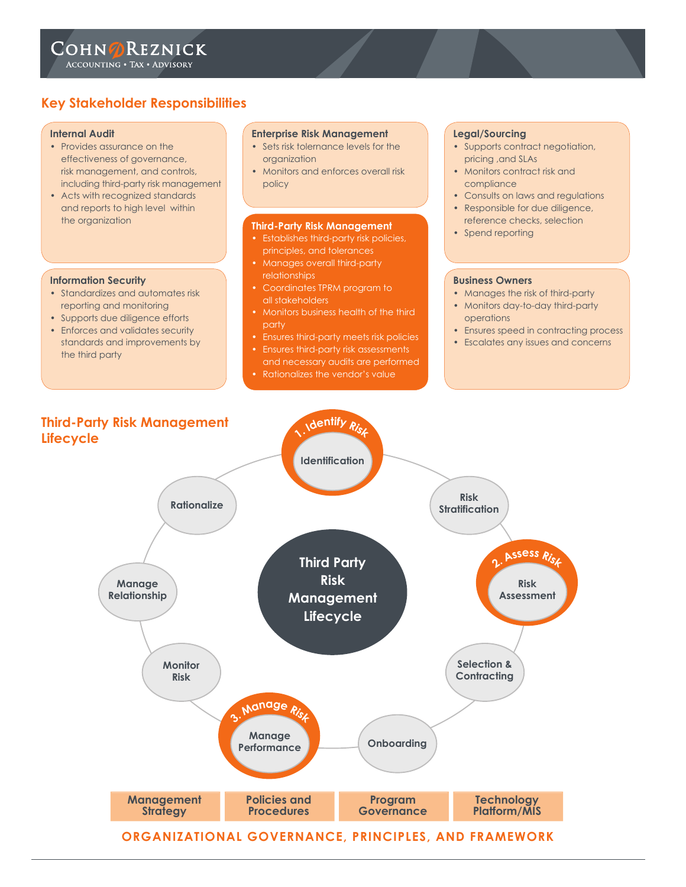## Key Stakeholder Responsibilities

### Internal Audit
- Provides assurance on the effectiveness of governance, risk management, and controls, including third-party risk management
- Acts with recognized standards and reports to high level within the organization

### Information Security
- Standardizes and automates risk reporting and monitoring
- Supports due diligence efforts
- Enforces and validates security standards and improvements by the third party

### Enterprise Risk Management
- Sets risk tolernance levels for the organization
- Monitors and enforces overall risk policy

### Third-Party Risk Management
- Establishes third-party risk policies, principles, and tolerances
- Manages overall third-party relationships
- Coordinates TPRM program to all stakeholders
- Monitors business health of the third party
- Ensures third-party meets risk policies
- Ensures third-party risk assessments and necessary audits are performed
- Rationalizes the vendor's value

### Legal/Sourcing
- Supports contract negotiation, pricing ,and SLAs
- Monitors contract risk and compliance
- Consults on laws and regulations
- Responsible for due diligence, reference checks, selection
- Spend reporting

### Business Owners
- Manages the risk of third-party
- Monitors day-to-day third-party operations
- Ensures speed in contracting process
- Escalates any issues and concerns

## Third-Party Risk Management Lifecycle

**Third Party Risk Management Lifecycle**

1. Identify Risk
   - Identification
   - Risk Stratification
2. Assess Risk
   - Risk Assessment
   - Selection & Contracting
   - Onboarding
3. Manage Risk
   - Manage Performance
   - Monitor Risk
   - Manage Relationship
   - Rationalize

| Management Strategy | Policies and Procedures | Program Governance | Technology Platform/MIS |
|---|---|---|---|

**ORGANIZATIONAL GOVERNANCE, PRINCIPLES, AND FRAMEWORK**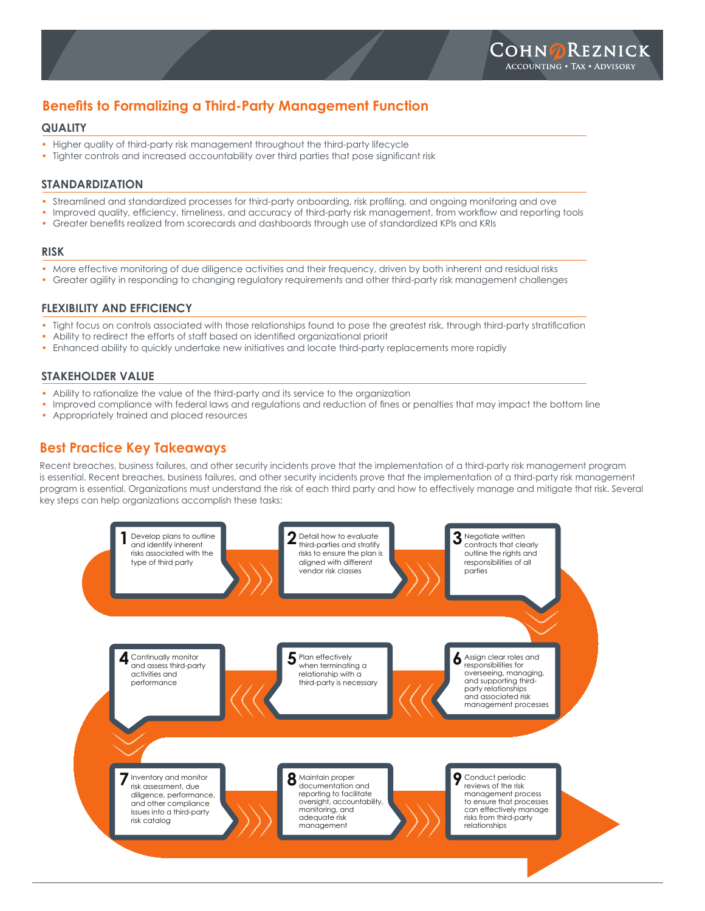## Benefits to Formalizing a Third-Party Management Function

### QUALITY

- Higher quality of third-party risk management throughout the third-party lifecycle
- Tighter controls and increased accountability over third parties that pose significant risk

### STANDARDIZATION

- Streamlined and standardized processes for third-party onboarding, risk profiling, and ongoing monitoring and ove
- Improved quality, efficiency, timeliness, and accuracy of third-party risk management, from workflow and reporting tools
- Greater benefits realized from scorecards and dashboards through use of standardized KPIs and KRIs

### RISK

- More effective monitoring of due diligence activities and their frequency, driven by both inherent and residual risks
- Greater agility in responding to changing regulatory requirements and other third-party risk management challenges

### FLEXIBILITY AND EFFICIENCY

- Tight focus on controls associated with those relationships found to pose the greatest risk, through third-party stratification
- Ability to redirect the efforts of staff based on identified organizational priorit
- Enhanced ability to quickly undertake new initiatives and locate third-party replacements more rapidly

### STAKEHOLDER VALUE

- Ability to rationalize the value of the third-party and its service to the organization
- Improved compliance with federal laws and regulations and reduction of fines or penalties that may impact the bottom line
- Appropriately trained and placed resources

## Best Practice Key Takeaways

Recent breaches, business failures, and other security incidents prove that the implementation of a third-party risk management program is essential. Recent breaches, business failures, and other security incidents prove that the implementation of a third-party risk management program is essential. Organizations must understand the risk of each third party and how to effectively manage and mitigate that risk. Several key steps can help organizations accomplish these tasks:

1. Develop plans to outline and identify inherent risks associated with the type of third party
2. Detail how to evaluate third-parties and stratify risks to ensure the plan is aligned with different vendor risk classes
3. Negotiate written contracts that clearly outline the rights and responsibilities of all parties
4. Continually monitor and assess third-party activities and performance
5. Plan effectively when terminating a relationship with a third-party is necessary
6. Assign clear roles and responsibilities for overseeing, managing, and supporting third-party relationships and associated risk management processes
7. Inventory and monitor risk assessment, due diligence, performance, and other compliance issues into a third-party risk catalog
8. Maintain proper documentation and reporting to facilitate oversight, accountability, monitoring, and adequate risk management
9. Conduct periodic reviews of the risk management process to ensure that processes can effectively manage risks from third-party relationships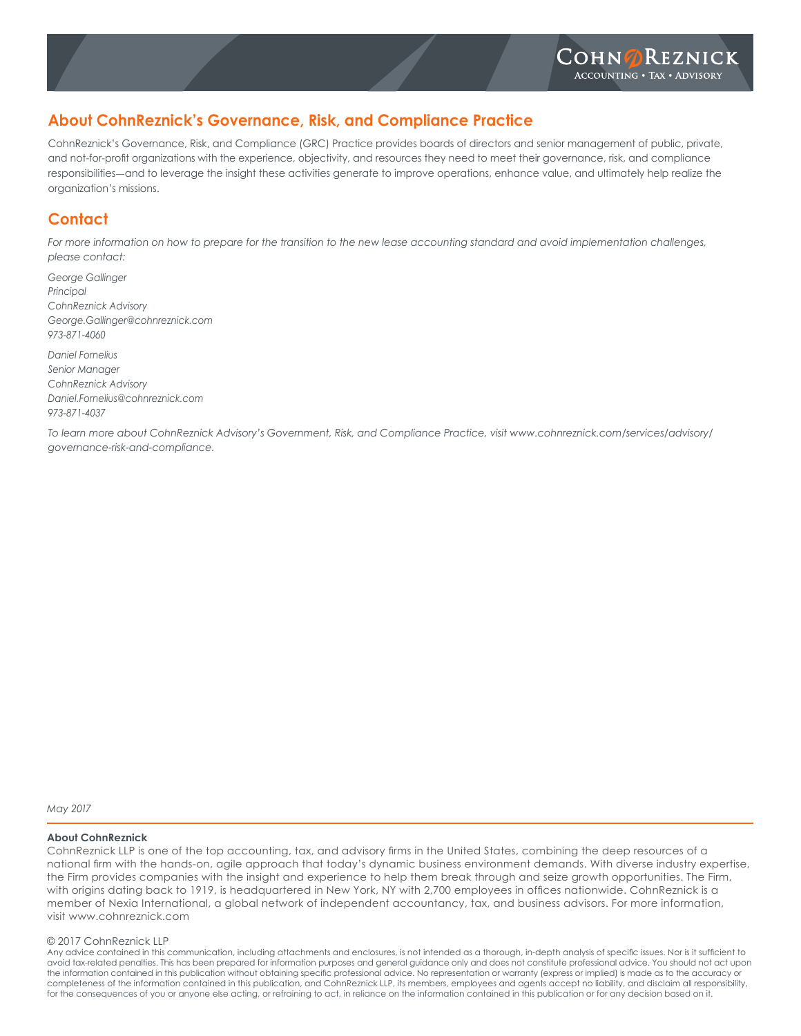## About CohnReznick's Governance, Risk, and Compliance Practice

CohnReznick's Governance, Risk, and Compliance (GRC) Practice provides boards of directors and senior management of public, private, and not-for-profit organizations with the experience, objectivity, and resources they need to meet their governance, risk, and compliance responsibilities—and to leverage the insight these activities generate to improve operations, enhance value, and ultimately help realize the organization's missions.

## Contact

*For more information on how to prepare for the transition to the new lease accounting standard and avoid implementation challenges, please contact:*

*George Gallinger*
*Principal*
*CohnReznick Advisory*
*George.Gallinger@cohnreznick.com*
*973-871-4060*

*Daniel Fornelius*
*Senior Manager*
*CohnReznick Advisory*
*Daniel.Fornelius@cohnreznick.com*
*973-871-4037*

*To learn more about CohnReznick Advisory's Government, Risk, and Compliance Practice, visit www.cohnreznick.com/services/advisory/governance-risk-and-compliance.*

*May 2017*

**About CohnReznick**
CohnReznick LLP is one of the top accounting, tax, and advisory firms in the United States, combining the deep resources of a national firm with the hands-on, agile approach that today's dynamic business environment demands. With diverse industry expertise, the Firm provides companies with the insight and experience to help them break through and seize growth opportunities. The Firm, with origins dating back to 1919, is headquartered in New York, NY with 2,700 employees in offices nationwide. CohnReznick is a member of Nexia International, a global network of independent accountancy, tax, and business advisors. For more information, visit www.cohnreznick.com

© 2017 CohnReznick LLP
Any advice contained in this communication, including attachments and enclosures, is not intended as a thorough, in-depth analysis of specific issues. Nor is it sufficient to avoid tax-related penalties. This has been prepared for information purposes and general guidance only and does not constitute professional advice. You should not act upon the information contained in this publication without obtaining specific professional advice. No representation or warranty (express or implied) is made as to the accuracy or completeness of the information contained in this publication, and CohnReznick LLP, its members, employees and agents accept no liability, and disclaim all responsibility, for the consequences of you or anyone else acting, or refraining to act, in reliance on the information contained in this publication or for any decision based on it.